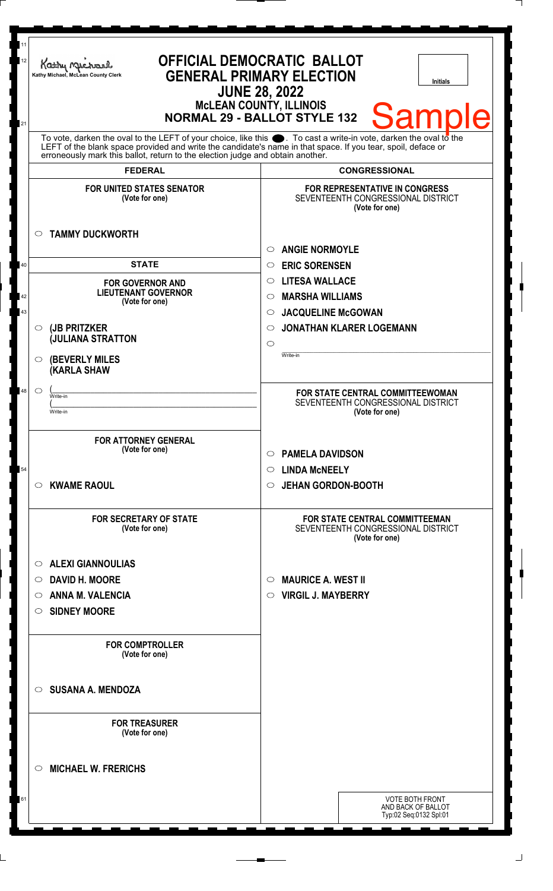Kathy Michael, McLean County Clerk

# OFFICIAL DEMOCRATIC BALLOT
## GENERAL PRIMARY ELECTION
### JUNE 28, 2022
### McLEAN COUNTY, ILLINOIS
### NORMAL 29 - BALLOT STYLE 132

Initials

**Sample**

To vote, darken the oval to the LEFT of your choice, like this ●. To cast a write-in vote, darken the oval to the LEFT of the blank space provided and write the candidate's name in that space. If you tear, spoil, deface or erroneously mark this ballot, return to the election judge and obtain another.

## FEDERAL

**FOR UNITED STATES SENATOR**
(Vote for one)

○ **TAMMY DUCKWORTH**

## STATE

**FOR GOVERNOR AND LIEUTENANT GOVERNOR**
(Vote for one)

○ **(JB PRITZKER**
**(JULIANA STRATTON**

○ **(BEVERLY MILES**
**(KARLA SHAW**

○ (______________ Write-in
(______________ Write-in

**FOR ATTORNEY GENERAL**
(Vote for one)

○ **KWAME RAOUL**

**FOR SECRETARY OF STATE**
(Vote for one)

○ **ALEXI GIANNOULIAS**
○ **DAVID H. MOORE**
○ **ANNA M. VALENCIA**
○ **SIDNEY MOORE**

**FOR COMPTROLLER**
(Vote for one)

○ **SUSANA A. MENDOZA**

**FOR TREASURER**
(Vote for one)

○ **MICHAEL W. FRERICHS**

## CONGRESSIONAL

**FOR REPRESENTATIVE IN CONGRESS**
SEVENTEENTH CONGRESSIONAL DISTRICT
(Vote for one)

○ **ANGIE NORMOYLE**
○ **ERIC SORENSEN**
○ **LITESA WALLACE**
○ **MARSHA WILLIAMS**
○ **JACQUELINE McGOWAN**
○ **JONATHAN KLARER LOGEMANN**
○ ______________ Write-in

**FOR STATE CENTRAL COMMITTEEWOMAN**
SEVENTEENTH CONGRESSIONAL DISTRICT
(Vote for one)

○ **PAMELA DAVIDSON**
○ **LINDA McNEELY**
○ **JEHAN GORDON-BOOTH**

**FOR STATE CENTRAL COMMITTEEMAN**
SEVENTEENTH CONGRESSIONAL DISTRICT
(Vote for one)

○ **MAURICE A. WEST II**
○ **VIRGIL J. MAYBERRY**

VOTE BOTH FRONT AND BACK OF BALLOT
Typ:02 Seq:0132 Spl:01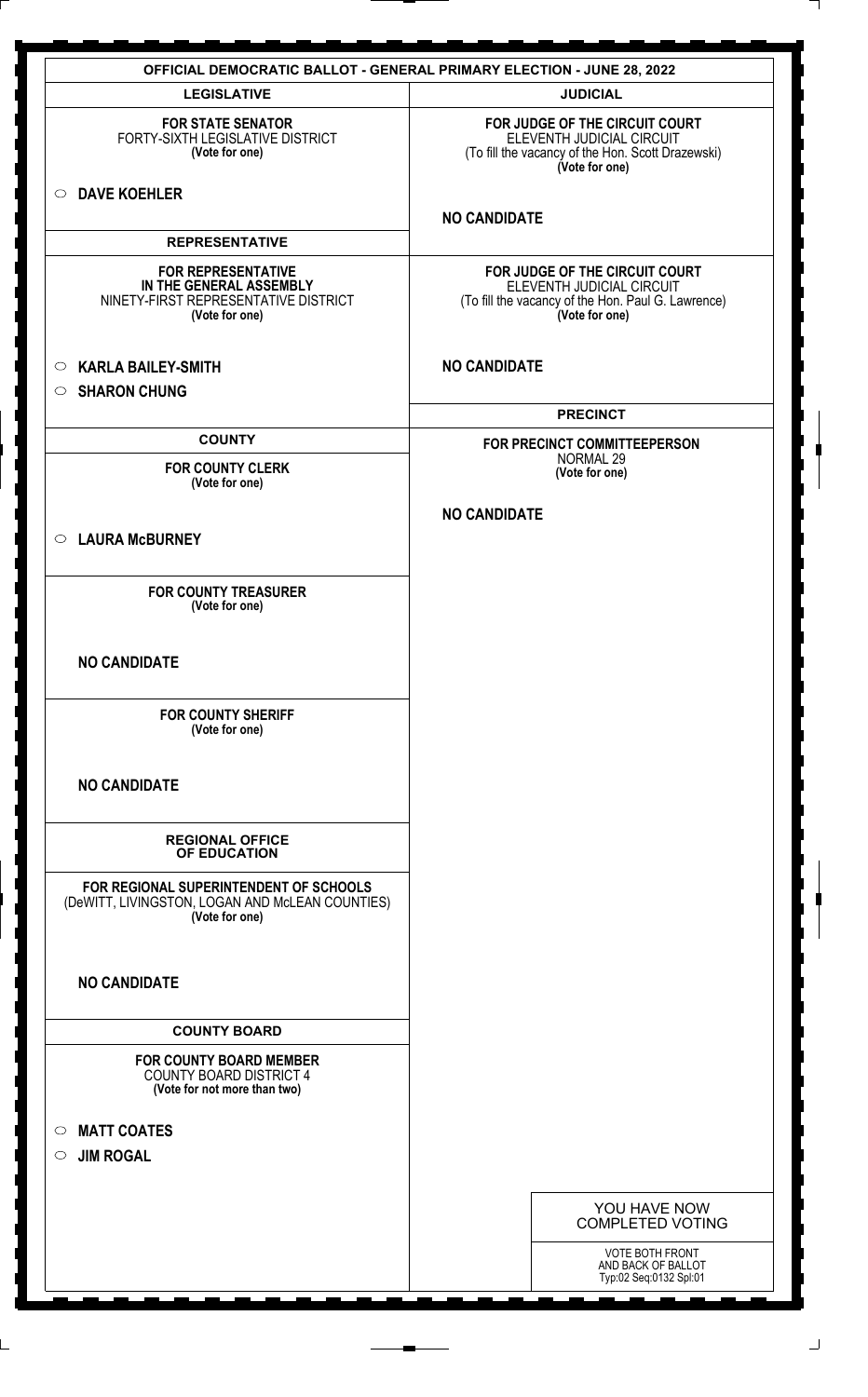## OFFICIAL DEMOCRATIC BALLOT - GENERAL PRIMARY ELECTION - JUNE 28, 2022

### LEGISLATIVE

**FOR STATE SENATOR**
FORTY-SIXTH LEGISLATIVE DISTRICT
**(Vote for one)**

- ○ **DAVE KOEHLER**

### REPRESENTATIVE

**FOR REPRESENTATIVE IN THE GENERAL ASSEMBLY**
NINETY-FIRST REPRESENTATIVE DISTRICT
**(Vote for one)**

- ○ **KARLA BAILEY-SMITH**
- ○ **SHARON CHUNG**

### COUNTY

**FOR COUNTY CLERK**
**(Vote for one)**

- ○ **LAURA McBURNEY**

**FOR COUNTY TREASURER**
**(Vote for one)**

**NO CANDIDATE**

**FOR COUNTY SHERIFF**
**(Vote for one)**

**NO CANDIDATE**

### REGIONAL OFFICE OF EDUCATION

**FOR REGIONAL SUPERINTENDENT OF SCHOOLS**
(DeWITT, LIVINGSTON, LOGAN AND McLEAN COUNTIES)
**(Vote for one)**

**NO CANDIDATE**

### COUNTY BOARD

**FOR COUNTY BOARD MEMBER**
COUNTY BOARD DISTRICT 4
**(Vote for not more than two)**

- ○ **MATT COATES**
- ○ **JIM ROGAL**

### JUDICIAL

**FOR JUDGE OF THE CIRCUIT COURT**
ELEVENTH JUDICIAL CIRCUIT
(To fill the vacancy of the Hon. Scott Drazewski)
**(Vote for one)**

**NO CANDIDATE**

**FOR JUDGE OF THE CIRCUIT COURT**
ELEVENTH JUDICIAL CIRCUIT
(To fill the vacancy of the Hon. Paul G. Lawrence)
**(Vote for one)**

**NO CANDIDATE**

### PRECINCT

**FOR PRECINCT COMMITTEEPERSON**
NORMAL 29
**(Vote for one)**

**NO CANDIDATE**

YOU HAVE NOW COMPLETED VOTING

VOTE BOTH FRONT AND BACK OF BALLOT
Typ:02 Seq:0132 Spl:01